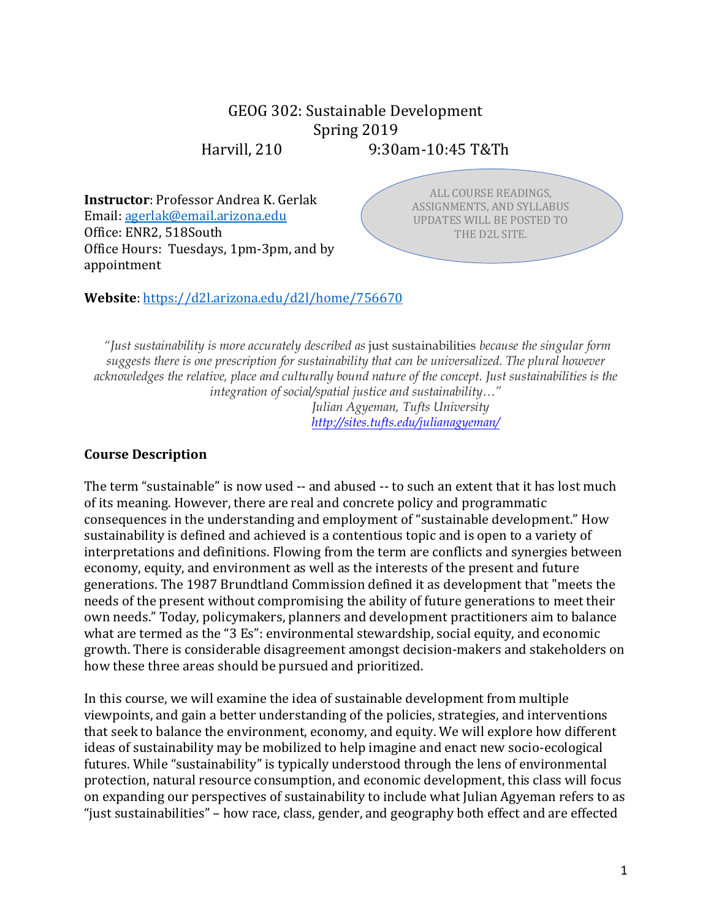# GEOG 302: Sustainable Development

Spring 2019

Harvill, 210 9:30am-10:45 T&Th

**Instructor**: Professor Andrea K. Gerlak
Email: agerlak@email.arizona.edu
Office: ENR2, 518South
Office Hours: Tuesdays, 1pm-3pm, and by appointment

ALL COURSE READINGS, ASSIGNMENTS, AND SYLLABUS UPDATES WILL BE POSTED TO THE D2L SITE.

**Website**: https://d2l.arizona.edu/d2l/home/756670

> *"Just sustainability is more accurately described as* just sustainabilities *because the singular form suggests there is one prescription for sustainability that can be universalized. The plural however acknowledges the relative, place and culturally bound nature of the concept. Just sustainabilities is the integration of social/spatial justice and sustainability…"*
>
> *Julian Agyeman, Tufts University*
> *http://sites.tufts.edu/julianagyeman/*

## Course Description

The term "sustainable" is now used -- and abused -- to such an extent that it has lost much of its meaning. However, there are real and concrete policy and programmatic consequences in the understanding and employment of "sustainable development." How sustainability is defined and achieved is a contentious topic and is open to a variety of interpretations and definitions. Flowing from the term are conflicts and synergies between economy, equity, and environment as well as the interests of the present and future generations. The 1987 Brundtland Commission defined it as development that "meets the needs of the present without compromising the ability of future generations to meet their own needs." Today, policymakers, planners and development practitioners aim to balance what are termed as the "3 Es": environmental stewardship, social equity, and economic growth. There is considerable disagreement amongst decision-makers and stakeholders on how these three areas should be pursued and prioritized.

In this course, we will examine the idea of sustainable development from multiple viewpoints, and gain a better understanding of the policies, strategies, and interventions that seek to balance the environment, economy, and equity. We will explore how different ideas of sustainability may be mobilized to help imagine and enact new socio-ecological futures. While "sustainability" is typically understood through the lens of environmental protection, natural resource consumption, and economic development, this class will focus on expanding our perspectives of sustainability to include what Julian Agyeman refers to as "just sustainabilities" – how race, class, gender, and geography both effect and are effected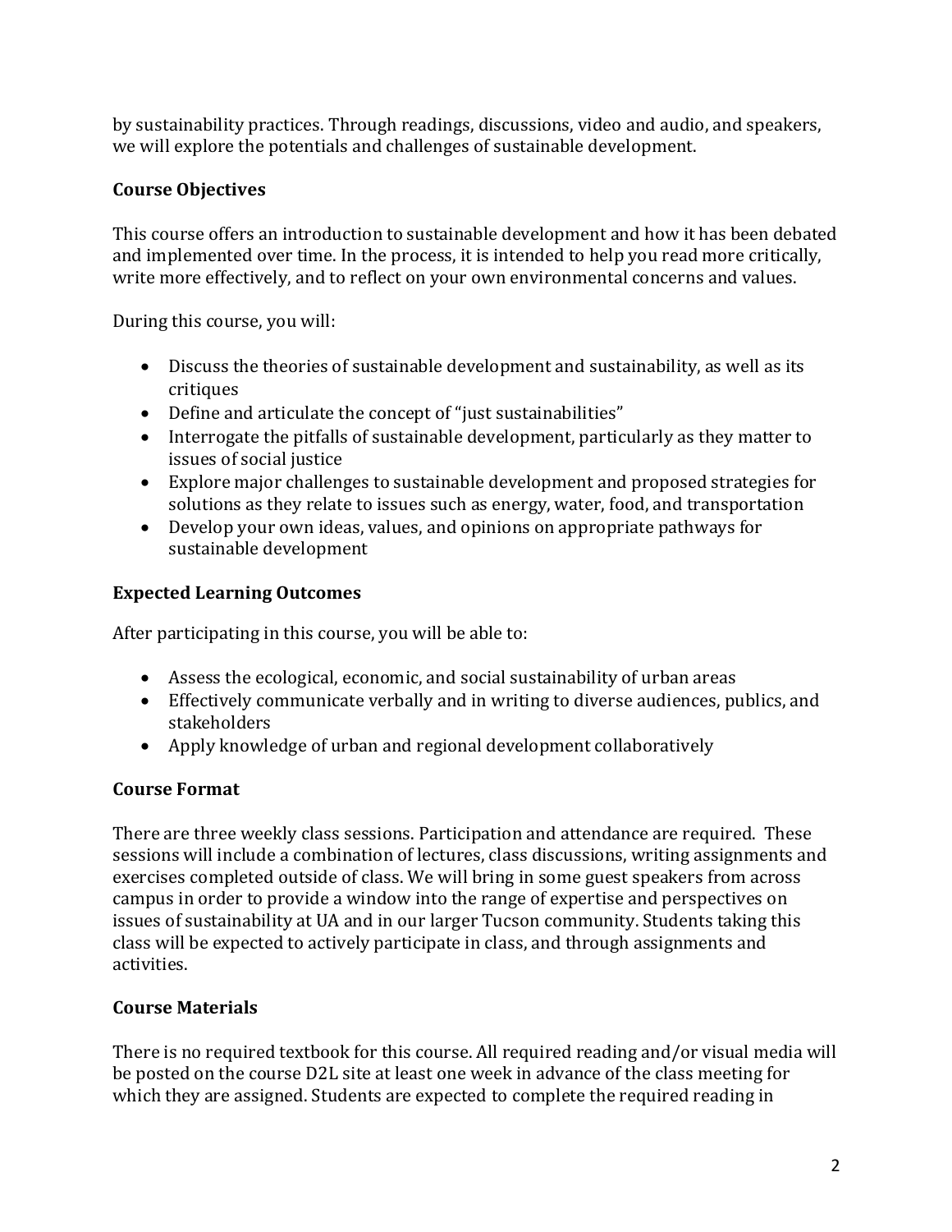by sustainability practices. Through readings, discussions, video and audio, and speakers, we will explore the potentials and challenges of sustainable development.

## Course Objectives

This course offers an introduction to sustainable development and how it has been debated and implemented over time. In the process, it is intended to help you read more critically, write more effectively, and to reflect on your own environmental concerns and values.

During this course, you will:

- Discuss the theories of sustainable development and sustainability, as well as its critiques
- Define and articulate the concept of "just sustainabilities"
- Interrogate the pitfalls of sustainable development, particularly as they matter to issues of social justice
- Explore major challenges to sustainable development and proposed strategies for solutions as they relate to issues such as energy, water, food, and transportation
- Develop your own ideas, values, and opinions on appropriate pathways for sustainable development

## Expected Learning Outcomes

After participating in this course, you will be able to:

- Assess the ecological, economic, and social sustainability of urban areas
- Effectively communicate verbally and in writing to diverse audiences, publics, and stakeholders
- Apply knowledge of urban and regional development collaboratively

## Course Format

There are three weekly class sessions. Participation and attendance are required. These sessions will include a combination of lectures, class discussions, writing assignments and exercises completed outside of class. We will bring in some guest speakers from across campus in order to provide a window into the range of expertise and perspectives on issues of sustainability at UA and in our larger Tucson community. Students taking this class will be expected to actively participate in class, and through assignments and activities.

## Course Materials

There is no required textbook for this course. All required reading and/or visual media will be posted on the course D2L site at least one week in advance of the class meeting for which they are assigned. Students are expected to complete the required reading in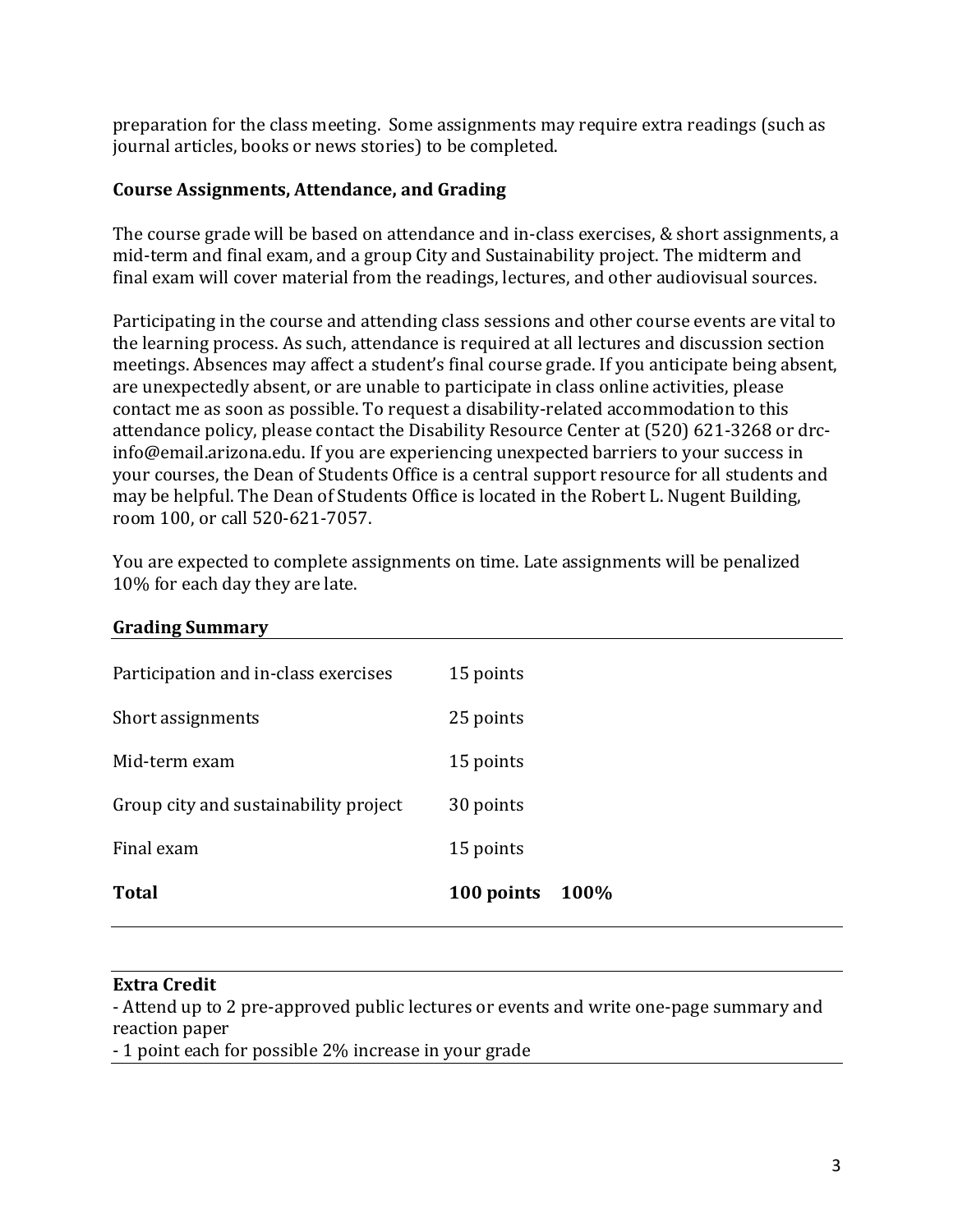preparation for the class meeting. Some assignments may require extra readings (such as journal articles, books or news stories) to be completed.

**Course Assignments, Attendance, and Grading**

The course grade will be based on attendance and in-class exercises, & short assignments, a mid-term and final exam, and a group City and Sustainability project. The midterm and final exam will cover material from the readings, lectures, and other audiovisual sources.

Participating in the course and attending class sessions and other course events are vital to the learning process. As such, attendance is required at all lectures and discussion section meetings. Absences may affect a student's final course grade. If you anticipate being absent, are unexpectedly absent, or are unable to participate in class online activities, please contact me as soon as possible. To request a disability-related accommodation to this attendance policy, please contact the Disability Resource Center at (520) 621-3268 or drc-info@email.arizona.edu. If you are experiencing unexpected barriers to your success in your courses, the Dean of Students Office is a central support resource for all students and may be helpful. The Dean of Students Office is located in the Robert L. Nugent Building, room 100, or call 520-621-7057.

You are expected to complete assignments on time. Late assignments will be penalized 10% for each day they are late.

**Grading Summary**

| | | |
|---|---|---|
| Participation and in-class exercises | 15 points | |
| Short assignments | 25 points | |
| Mid-term exam | 15 points | |
| Group city and sustainability project | 30 points | |
| Final exam | 15 points | |
| **Total** | **100 points** | **100%** |

**Extra Credit**

- Attend up to 2 pre-approved public lectures or events and write one-page summary and reaction paper
- 1 point each for possible 2% increase in your grade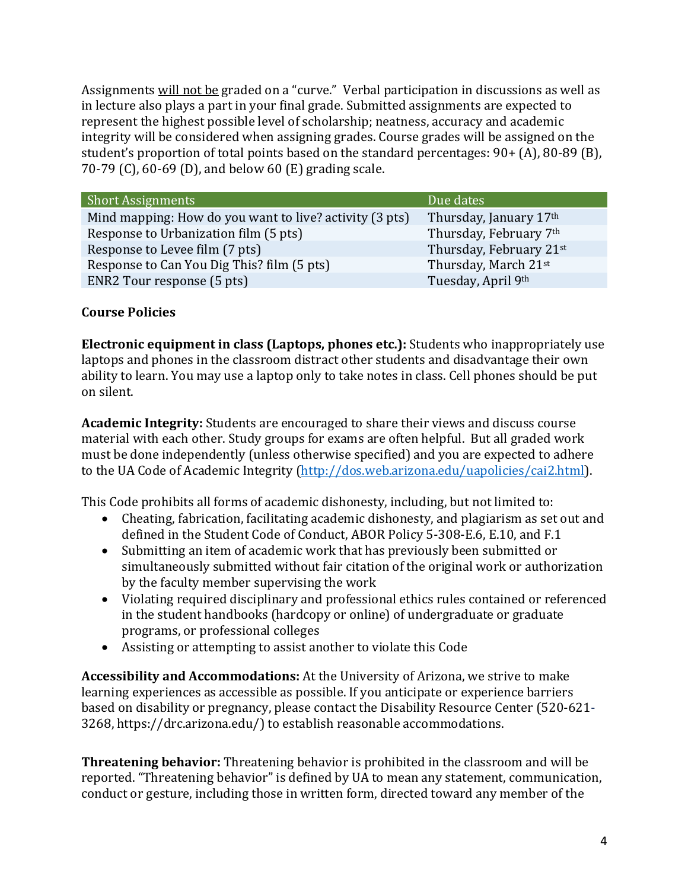Assignments will not be graded on a "curve." Verbal participation in discussions as well as in lecture also plays a part in your final grade. Submitted assignments are expected to represent the highest possible level of scholarship; neatness, accuracy and academic integrity will be considered when assigning grades. Course grades will be assigned on the student's proportion of total points based on the standard percentages: 90+ (A), 80-89 (B), 70-79 (C), 60-69 (D), and below 60 (E) grading scale.

| Short Assignments | Due dates |
| --- | --- |
| Mind mapping: How do you want to live? activity (3 pts) | Thursday, January 17th |
| Response to Urbanization film (5 pts) | Thursday, February 7th |
| Response to Levee film (7 pts) | Thursday, February 21st |
| Response to Can You Dig This? film (5 pts) | Thursday, March 21st |
| ENR2 Tour response (5 pts) | Tuesday, April 9th |

**Course Policies**

**Electronic equipment in class (Laptops, phones etc.):** Students who inappropriately use laptops and phones in the classroom distract other students and disadvantage their own ability to learn. You may use a laptop only to take notes in class. Cell phones should be put on silent.

**Academic Integrity:** Students are encouraged to share their views and discuss course material with each other. Study groups for exams are often helpful. But all graded work must be done independently (unless otherwise specified) and you are expected to adhere to the UA Code of Academic Integrity (http://dos.web.arizona.edu/uapolicies/cai2.html).

This Code prohibits all forms of academic dishonesty, including, but not limited to:

- Cheating, fabrication, facilitating academic dishonesty, and plagiarism as set out and defined in the Student Code of Conduct, ABOR Policy 5-308-E.6, E.10, and F.1
- Submitting an item of academic work that has previously been submitted or simultaneously submitted without fair citation of the original work or authorization by the faculty member supervising the work
- Violating required disciplinary and professional ethics rules contained or referenced in the student handbooks (hardcopy or online) of undergraduate or graduate programs, or professional colleges
- Assisting or attempting to assist another to violate this Code

**Accessibility and Accommodations:** At the University of Arizona, we strive to make learning experiences as accessible as possible. If you anticipate or experience barriers based on disability or pregnancy, please contact the Disability Resource Center (520-621-3268, https://drc.arizona.edu/) to establish reasonable accommodations.

**Threatening behavior:** Threatening behavior is prohibited in the classroom and will be reported. "Threatening behavior" is defined by UA to mean any statement, communication, conduct or gesture, including those in written form, directed toward any member of the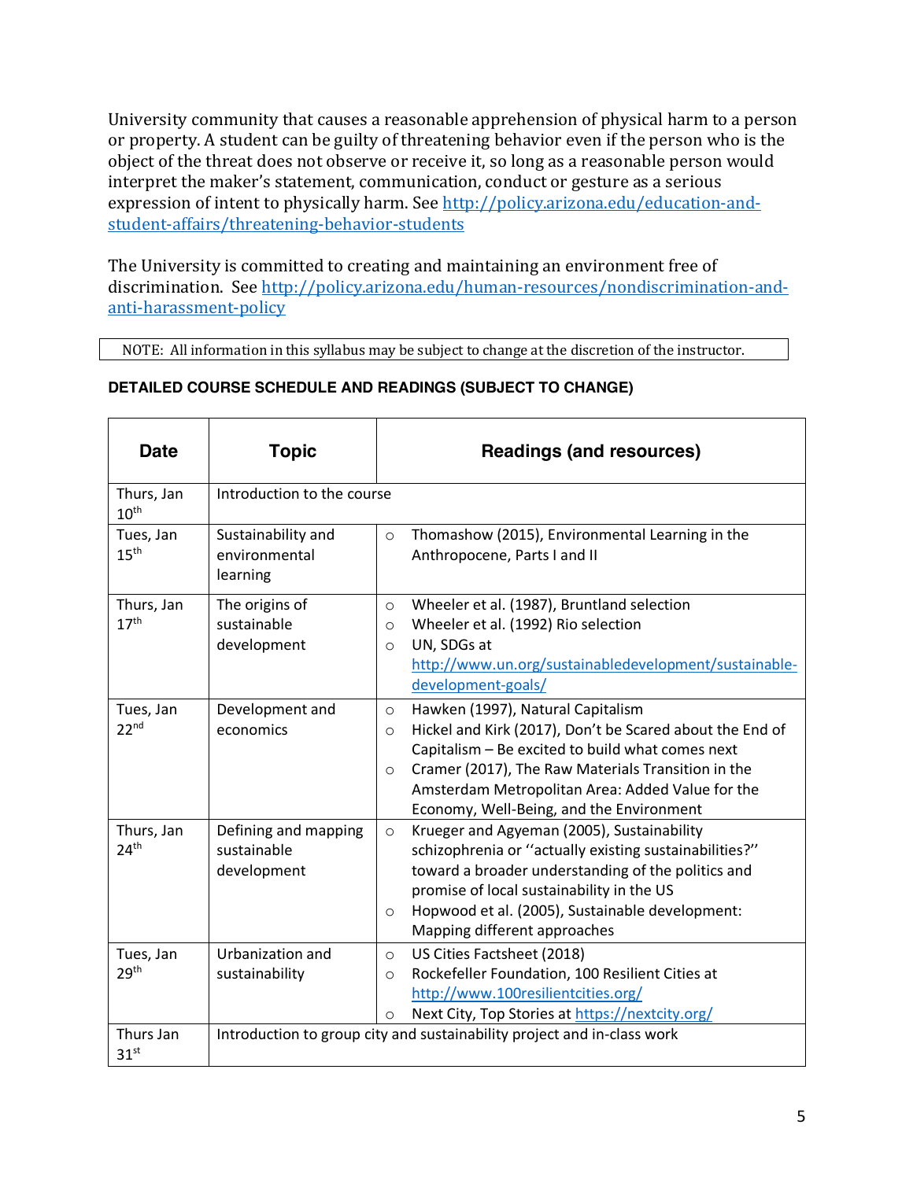University community that causes a reasonable apprehension of physical harm to a person or property. A student can be guilty of threatening behavior even if the person who is the object of the threat does not observe or receive it, so long as a reasonable person would interpret the maker's statement, communication, conduct or gesture as a serious expression of intent to physically harm. See http://policy.arizona.edu/education-and-student-affairs/threatening-behavior-students

The University is committed to creating and maintaining an environment free of discrimination. See http://policy.arizona.edu/human-resources/nondiscrimination-and-anti-harassment-policy

NOTE: All information in this syllabus may be subject to change at the discretion of the instructor.

**DETAILED COURSE SCHEDULE AND READINGS (SUBJECT TO CHANGE)**

| Date | Topic | Readings (and resources) |
|---|---|---|
| Thurs, Jan 10th | Introduction to the course | |
| Tues, Jan 15th | Sustainability and environmental learning | ○ Thomashow (2015), Environmental Learning in the Anthropocene, Parts I and II |
| Thurs, Jan 17th | The origins of sustainable development | ○ Wheeler et al. (1987), Bruntland selection<br>○ Wheeler et al. (1992) Rio selection<br>○ UN, SDGs at http://www.un.org/sustainabledevelopment/sustainable-development-goals/ |
| Tues, Jan 22nd | Development and economics | ○ Hawken (1997), Natural Capitalism<br>○ Hickel and Kirk (2017), Don't be Scared about the End of Capitalism – Be excited to build what comes next<br>○ Cramer (2017), The Raw Materials Transition in the Amsterdam Metropolitan Area: Added Value for the Economy, Well-Being, and the Environment |
| Thurs, Jan 24th | Defining and mapping sustainable development | ○ Krueger and Agyeman (2005), Sustainability schizophrenia or ''actually existing sustainabilities?'' toward a broader understanding of the politics and promise of local sustainability in the US<br>○ Hopwood et al. (2005), Sustainable development: Mapping different approaches |
| Tues, Jan 29th | Urbanization and sustainability | ○ US Cities Factsheet (2018)<br>○ Rockefeller Foundation, 100 Resilient Cities at http://www.100resilientcities.org/<br>○ Next City, Top Stories at https://nextcity.org/ |
| Thurs Jan 31st | Introduction to group city and sustainability project and in-class work | |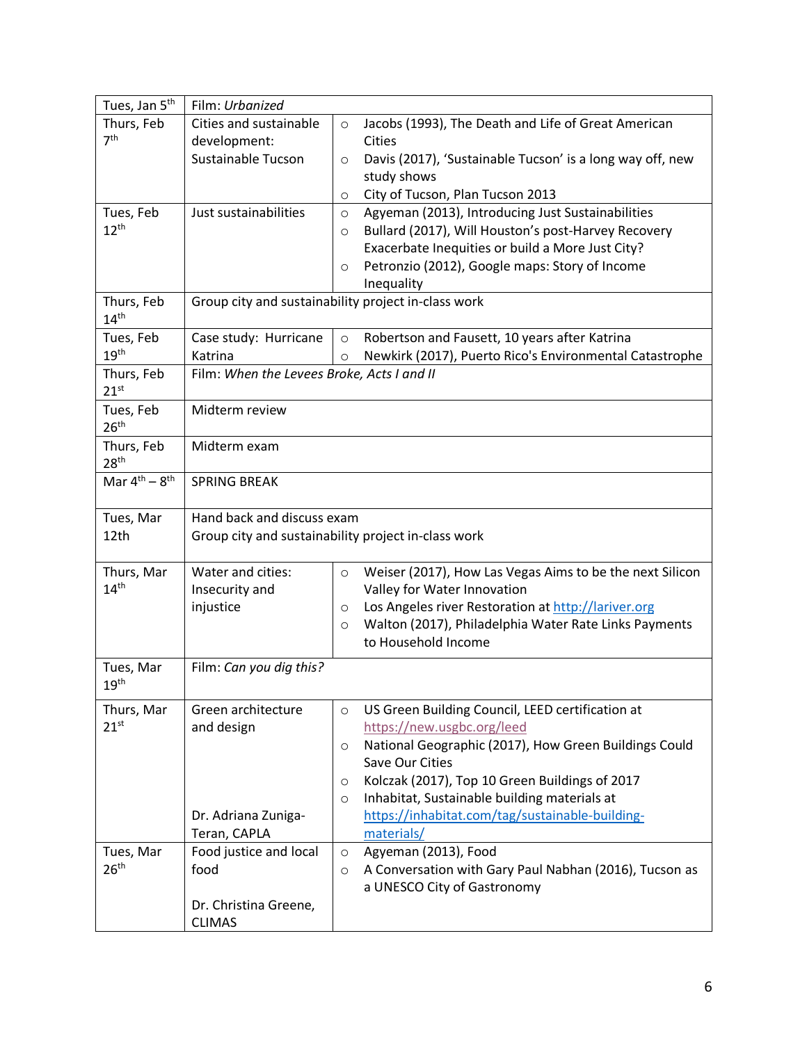| Tues, Jan 5th | Film: *Urbanized* | |
|---|---|---|
| Thurs, Feb 7th | Cities and sustainable development: Sustainable Tucson | ○ Jacobs (1993), The Death and Life of Great American Cities<br>○ Davis (2017), 'Sustainable Tucson' is a long way off, new study shows<br>○ City of Tucson, Plan Tucson 2013 |
| Tues, Feb 12th | Just sustainabilities | ○ Agyeman (2013), Introducing Just Sustainabilities<br>○ Bullard (2017), Will Houston's post-Harvey Recovery Exacerbate Inequities or build a More Just City?<br>○ Petronzio (2012), Google maps: Story of Income Inequality |
| Thurs, Feb 14th | Group city and sustainability project in-class work | |
| Tues, Feb 19th | Case study: Hurricane Katrina | ○ Robertson and Fausett, 10 years after Katrina<br>○ Newkirk (2017), Puerto Rico's Environmental Catastrophe |
| Thurs, Feb 21st | Film: *When the Levees Broke, Acts I and II* | |
| Tues, Feb 26th | Midterm review | |
| Thurs, Feb 28th | Midterm exam | |
| Mar 4th – 8th | SPRING BREAK | |
| Tues, Mar 12th | Hand back and discuss exam<br>Group city and sustainability project in-class work | |
| Thurs, Mar 14th | Water and cities: Insecurity and injustice | ○ Weiser (2017), How Las Vegas Aims to be the next Silicon Valley for Water Innovation<br>○ Los Angeles river Restoration at http://lariver.org<br>○ Walton (2017), Philadelphia Water Rate Links Payments to Household Income |
| Tues, Mar 19th | Film: *Can you dig this?* | |
| Thurs, Mar 21st | Green architecture and design<br><br>Dr. Adriana Zuniga-Teran, CAPLA | ○ US Green Building Council, LEED certification at https://new.usgbc.org/leed<br>○ National Geographic (2017), How Green Buildings Could Save Our Cities<br>○ Kolczak (2017), Top 10 Green Buildings of 2017<br>○ Inhabitat, Sustainable building materials at https://inhabitat.com/tag/sustainable-building-materials/ |
| Tues, Mar 26th | Food justice and local food<br><br>Dr. Christina Greene, CLIMAS | ○ Agyeman (2013), Food<br>○ A Conversation with Gary Paul Nabhan (2016), Tucson as a UNESCO City of Gastronomy |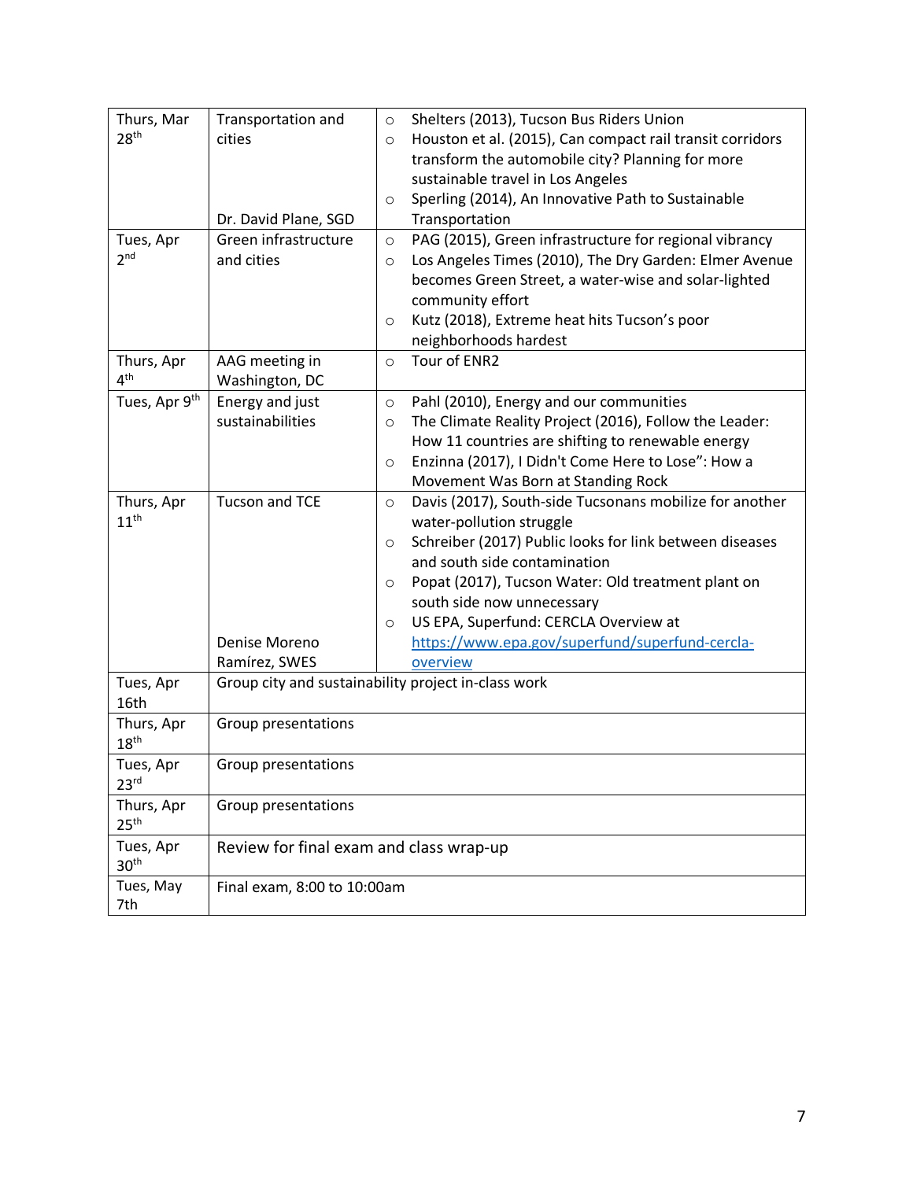| | | |
|---|---|---|
| Thurs, Mar 28th | Transportation and cities<br><br>Dr. David Plane, SGD | ○ Shelters (2013), Tucson Bus Riders Union<br>○ Houston et al. (2015), Can compact rail transit corridors transform the automobile city? Planning for more sustainable travel in Los Angeles<br>○ Sperling (2014), An Innovative Path to Sustainable Transportation |
| Tues, Apr 2nd | Green infrastructure and cities | ○ PAG (2015), Green infrastructure for regional vibrancy<br>○ Los Angeles Times (2010), The Dry Garden: Elmer Avenue becomes Green Street, a water-wise and solar-lighted community effort<br>○ Kutz (2018), Extreme heat hits Tucson's poor neighborhoods hardest |
| Thurs, Apr 4th | AAG meeting in Washington, DC | ○ Tour of ENR2 |
| Tues, Apr 9th | Energy and just sustainabilities | ○ Pahl (2010), Energy and our communities<br>○ The Climate Reality Project (2016), Follow the Leader: How 11 countries are shifting to renewable energy<br>○ Enzinna (2017), I Didn't Come Here to Lose": How a Movement Was Born at Standing Rock |
| Thurs, Apr 11th | Tucson and TCE<br><br>Denise Moreno Ramírez, SWES | ○ Davis (2017), South-side Tucsonans mobilize for another water-pollution struggle<br>○ Schreiber (2017) Public looks for link between diseases and south side contamination<br>○ Popat (2017), Tucson Water: Old treatment plant on south side now unnecessary<br>○ US EPA, Superfund: CERCLA Overview at https://www.epa.gov/superfund/superfund-cercla-overview |
| Tues, Apr 16th | Group city and sustainability project in-class work | |
| Thurs, Apr 18th | Group presentations | |
| Tues, Apr 23rd | Group presentations | |
| Thurs, Apr 25th | Group presentations | |
| Tues, Apr 30th | Review for final exam and class wrap-up | |
| Tues, May 7th | Final exam, 8:00 to 10:00am | |